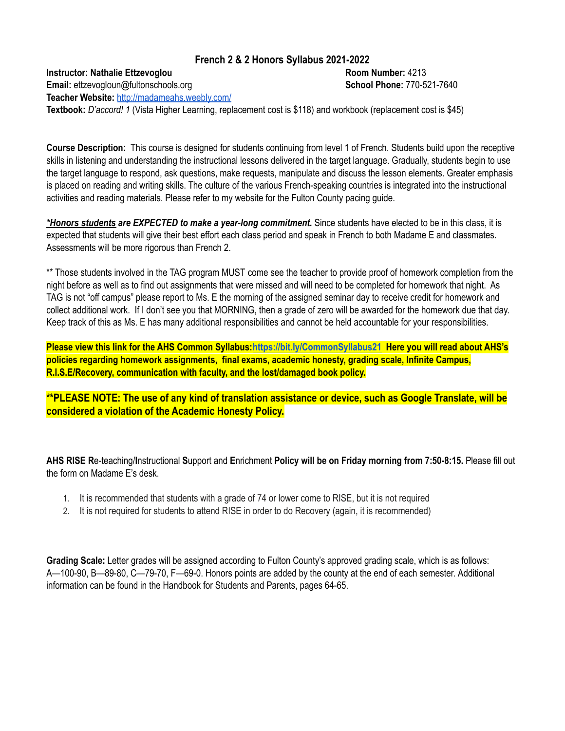# French 2 & 2 Honors Syllabus 2021-2022

**Instructor: Nathalie Ettzevoglou**
**Room Number:** 4213
**Email:** ettzevogloun@fultonschools.org
**School Phone:** 770-521-7640
**Teacher Website:** [http://madameahs.weebly.com/](http://madameahs.weebly.com/)
**Textbook:** *D'accord! 1* (Vista Higher Learning, replacement cost is $118) and workbook (replacement cost is $45)

**Course Description:** This course is designed for students continuing from level 1 of French. Students build upon the receptive skills in listening and understanding the instructional lessons delivered in the target language. Gradually, students begin to use the target language to respond, ask questions, make requests, manipulate and discuss the lesson elements. Greater emphasis is placed on reading and writing skills. The culture of the various French-speaking countries is integrated into the instructional activities and reading materials. Please refer to my website for the Fulton County pacing guide.

***Honors students** are EXPECTED to make a year-long commitment.* Since students have elected to be in this class, it is expected that students will give their best effort each class period and speak in French to both Madame E and classmates. Assessments will be more rigorous than French 2.

** Those students involved in the TAG program MUST come see the teacher to provide proof of homework completion from the night before as well as to find out assignments that were missed and will need to be completed for homework that night. As TAG is not "off campus" please report to Ms. E the morning of the assigned seminar day to receive credit for homework and collect additional work. If I don't see you that MORNING, then a grade of zero will be awarded for the homework due that day. Keep track of this as Ms. E has many additional responsibilities and cannot be held accountable for your responsibilities.

**Please view this link for the AHS Common Syllabus:[https://bit.ly/CommonSyllabus21](https://bit.ly/CommonSyllabus21) Here you will read about AHS's policies regarding homework assignments, final exams, academic honesty, grading scale, Infinite Campus, R.I.S.E/Recovery, communication with faculty, and the lost/damaged book policy.**

**PLEASE NOTE: The use of any kind of translation assistance or device, such as Google Translate, will be considered a violation of the Academic Honesty Policy.**

**AHS RISE R**e-teaching/**I**nstructional **S**upport and **E**nrichment **Policy will be on Friday morning from 7:50-8:15.** Please fill out the form on Madame E's desk.

1. It is recommended that students with a grade of 74 or lower come to RISE, but it is not required
2. It is not required for students to attend RISE in order to do Recovery (again, it is recommended)

**Grading Scale:** Letter grades will be assigned according to Fulton County's approved grading scale, which is as follows: A—100-90, B—89-80, C—79-70, F—69-0. Honors points are added by the county at the end of each semester. Additional information can be found in the Handbook for Students and Parents, pages 64-65.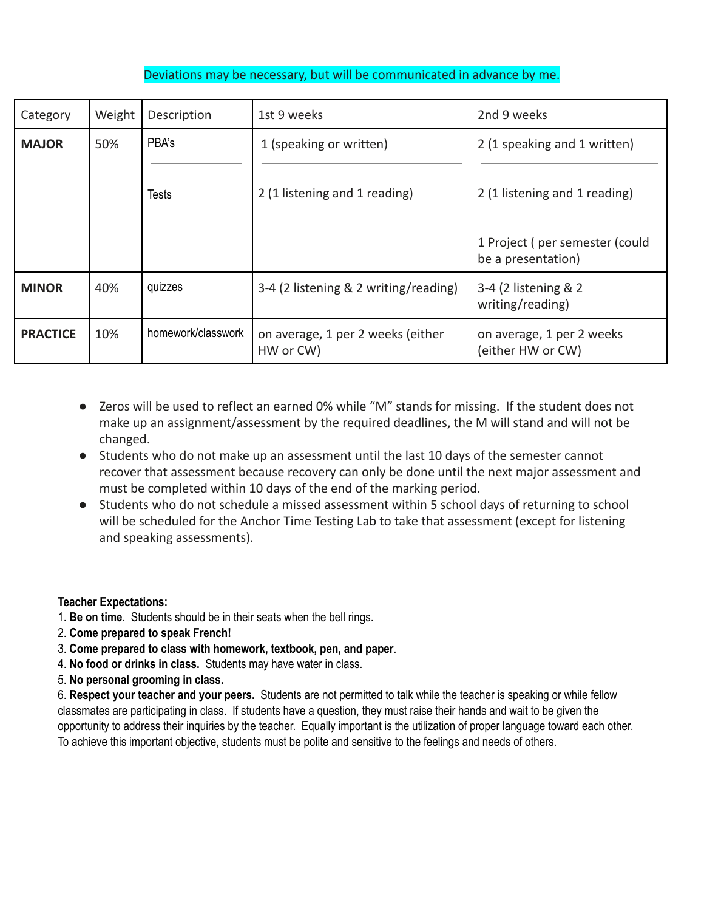Deviations may be necessary, but will be communicated in advance by me.

| Category | Weight | Description | 1st 9 weeks | 2nd 9 weeks |
|---|---|---|---|---|
| **MAJOR** | 50% | PBA's | 1 (speaking or written) | 2 (1 speaking and 1 written) |
| | | Tests | 2 (1 listening and 1 reading) | 2 (1 listening and 1 reading)<br><br>1 Project ( per semester (could be a presentation) |
| **MINOR** | 40% | quizzes | 3-4 (2 listening & 2 writing/reading) | 3-4 (2 listening & 2 writing/reading) |
| **PRACTICE** | 10% | homework/classwork | on average, 1 per 2 weeks (either HW or CW) | on average, 1 per 2 weeks (either HW or CW) |

- Zeros will be used to reflect an earned 0% while "M" stands for missing. If the student does not make up an assignment/assessment by the required deadlines, the M will stand and will not be changed.
- Students who do not make up an assessment until the last 10 days of the semester cannot recover that assessment because recovery can only be done until the next major assessment and must be completed within 10 days of the end of the marking period.
- Students who do not schedule a missed assessment within 5 school days of returning to school will be scheduled for the Anchor Time Testing Lab to take that assessment (except for listening and speaking assessments).

**Teacher Expectations:**

1. **Be on time**. Students should be in their seats when the bell rings.
2. **Come prepared to speak French!**
3. **Come prepared to class with homework, textbook, pen, and paper**.
4. **No food or drinks in class.** Students may have water in class.
5. **No personal grooming in class.**
6. **Respect your teacher and your peers.** Students are not permitted to talk while the teacher is speaking or while fellow classmates are participating in class. If students have a question, they must raise their hands and wait to be given the opportunity to address their inquiries by the teacher. Equally important is the utilization of proper language toward each other. To achieve this important objective, students must be polite and sensitive to the feelings and needs of others.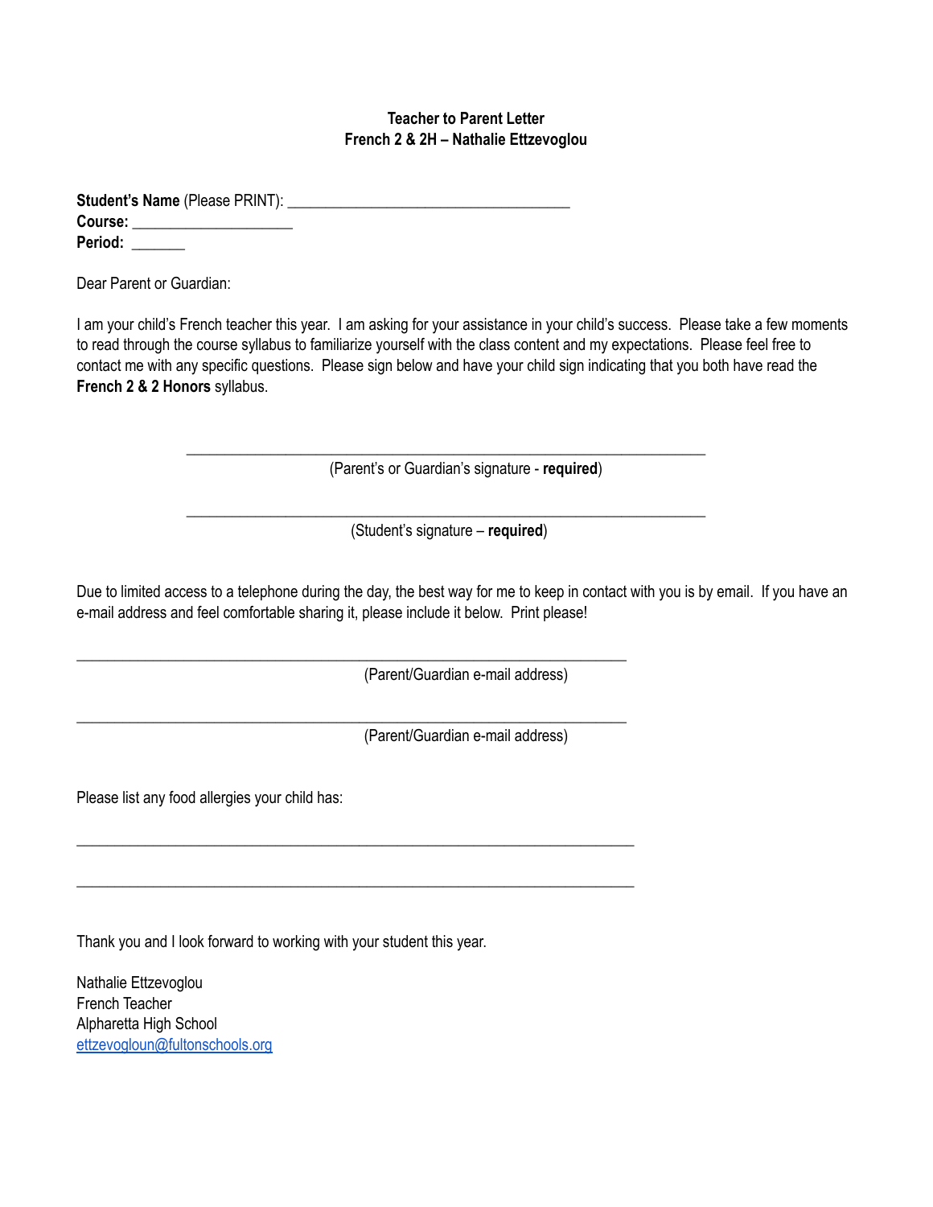**Teacher to Parent Letter**
**French 2 & 2H – Nathalie Ettzevoglou**

**Student's Name** (Please PRINT): ___________________________________
**Course:** ____________________
**Period:** _______

Dear Parent or Guardian:

I am your child's French teacher this year. I am asking for your assistance in your child's success. Please take a few moments to read through the course syllabus to familiarize yourself with the class content and my expectations. Please feel free to contact me with any specific questions. Please sign below and have your child sign indicating that you both have read the **French 2 & 2 Honors** syllabus.

_________________________________________________________________
(Parent's or Guardian's signature - **required**)

_________________________________________________________________
(Student's signature – **required**)

Due to limited access to a telephone during the day, the best way for me to keep in contact with you is by email. If you have an e-mail address and feel comfortable sharing it, please include it below. Print please!

_____________________________________________________________________
(Parent/Guardian e-mail address)

_____________________________________________________________________
(Parent/Guardian e-mail address)

Please list any food allergies your child has:

______________________________________________________________________

______________________________________________________________________

Thank you and I look forward to working with your student this year.

Nathalie Ettzevoglou
French Teacher
Alpharetta High School
ettzevogloun@fultonschools.org